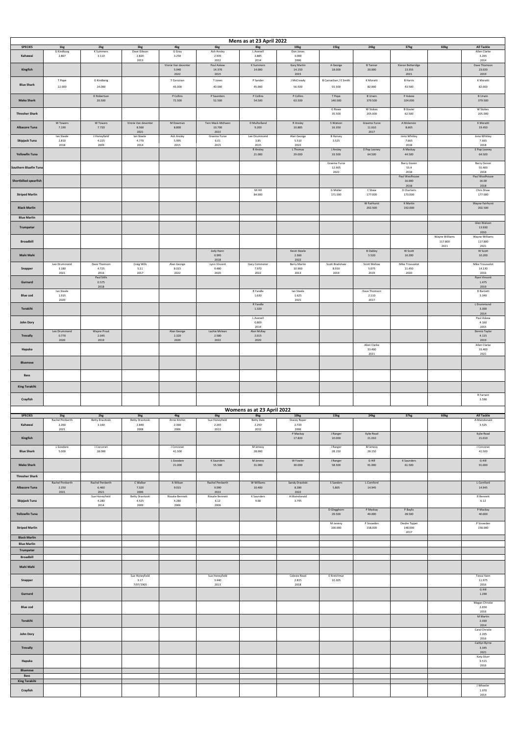## Mens as at 23 April 2022

| SPECIES | 1kg | 2kg | 3kg | 4kg | 6kg | 8kg | 10kg | 15kg | 24kg | 37kg | 60kg | All Tackle |
|---|---|---|---|---|---|---|---|---|---|---|---|---|
| Kahawai | G Kindburg 2.867 | K Summers 3.110 | Dave Gibson 2.820 2013 | G Gray 3.250 | Ash Ansley 2.935 2022 | L Avenell 2.885 2014 | Don Jones 3.000 2006 | | | | | Allen Clarke 3.265 2014 |
| Kingfish | | | | Vinnie Van deventer 5.940 2022 | Paul Askew 14.370 2015 | K Summers 14.000 | Gary Martin 14.150 2015 | A George 18.000 | B Tanner 20.000 | Kieran Betteridge 13.355 2021 | | Dave Thomson 23.020 2019 |
| Blue Shark | T Pope 12.000 | G Kindburg 14.000 | | T Corcoran 43.000 | T Jones 40.000 | P Sander 45.000 | J McCready 56.500 | B Carnachan / E Smith 55.500 | K Moratti 82.000 | B Harris 43.500 | | K Moratti 82.000 |
| Mako Shark | | D Robertson 20.500 | | P Collins 72.500 | P Saunders 52.500 | P Collins 54.500 | P Collins 63.500 | T Pope 140.500 | B Urwin 379.500 | P Askew 324.000 | | B Urwin 379.500 |
| Thresher Shark | | | | | | | | G Rowe 35.500 | W Stokes 205.000 | B Govier 62.500 | | W Stokes 205.000 |
| Albacore Tuna | W Towers 7.100 | W Towers 7.720 | Vinnie Van deventer 8.560 2021 | M Dowman 8.800 | Tam Mack-McEwen 10.700 2022 | D Mulholland 9.200 | R Ansley 10.885 | S Watson 16.350 | Graeme Furze 11.610 2017 | A Mckenzie 8.665 | | K Moratti 19.450 |
| Skipjack Tuna | Ian Steele 2.810 2018 | J Honeyfield 4.225 2009 | Ian Steele 4.770 2014 | Ash Ansley 5.995 2015 | Graeme Furze 6.01 2015 | Lee Drummond 3.85 2015 | Alan George 5.510 2022 | B Harvey 3.525 | | Jono Whitley 7.665 2018 | | Jono Whitley 7.665 2018 |
| Yellowfin Tuna | | | | | | R Ansley 21.000 | L Thomas 29.000 | J Ansley 33.500 | E Pop Looney 64.500 | A Mackay 64.500 | | E Pop Looney 64.500 |
| Southern Bluefin Tuna | | | | | | | | Graeme Furze 12.905 2022 | | Barry Govier 55.4 2018 | | Barry Govier 55.400 2018 |
| Shortbilled spearfish | | | | | | | | | | Paul Woolhouse 16.000 2018 | | Paul Woolhouse 16.00 2018 |
| Striped Marlin | | | | | | M Hill 84.000 | | G Moller 171.500 | C Shaw 177.000 | D Charteris 173.000 | | Chris Shaw 177.000 |
| Black Marlin | | | | | | | | | W Fairhurst 202.500 | K Martin 192.000 | | Wayne Fairhurst 202.500 |
| Blue Marlin | | | | | | | | | | | | |
| Trumpeter | | | | | | | | | | | | Glen Watson 13.030 2010 |
| Broadbill | | | | | | | | | | | Wayne Williams 117.800 2021 | Wayne Williams 117.800 2021 |
| Mahi Mahi | | | | | Jody Hann 0.995 2018 | | Kevin Steele 2.360 2022 | | B Oakley 5.520 | W Scott 10.200 | | W Scott 10.200 |
| Snapper | Lee Drummond 3.180 2021 | Dave Thomson 4.725 2016 | Craig Wills 5.11 2017 | Alan George 8.015 2022 | Lynn Vincent 9.480 2020 | Gary Commerer 7.970 2022 | Barry Martin 10.960 2013 | Scott Bradshaw 8.910 2019 | Scott Mellow 5.075 2019 | Mike Trousselot 11.450 2020 | | Mike Trousselot 14.130 2016 |
| Gurnard | | Paul Stills 0.575 2018 | | | | | | | | | | Ryan Vincent 1.475 2019 |
| Blue cod | Ian Steele 1.915 2020 | | | | | R Yandle 1.630 | Ian Steele 1.625 2021 | | Dave Thomson 2.110 2017 | | | D Barnett 3.340 |
| Terakihi | | | | | | R Yandle 1.320 | | | | | | L Drummond 3.300 2014 |
| John Dory | | | | | | L Avenell 0.800 2014 | | | | | | Paul Askew 4.160 2015 |
| Trevally | Lee Drummond 0.770 2020 | Wayne Prout 2.045 2019 | | Alan George 2.320 2020 | Lachie Mclean 2.580 2022 | Alan McKay 2.015 2020 | | | | | | Dennis Taylor 4.315 2019 |
| Hapuka | | | | | | | | | Allen Clarke 33.400 2021 | | | Allen Clarke 33.400 2021 |
| Bluenose | | | | | | | | | | | | |
| Bass | | | | | | | | | | | | |
| King Terakihi | | | | | | | | | | | | |
| Crayfish | | | | | | | | | | | | R Farrant 3.590 |

## Womens as at 23 April 2022

| SPECIES | 1kg | 2kg | 3kg | 4kg | 6kg | 8kg | 10kg | 15kg | 24kg | 37kg | 60kg | All Tackle |
|---|---|---|---|---|---|---|---|---|---|---|---|---|
| Kahawai | Rachel Penberth 2.260 2021 | Betty Dravitzski 3.160 | Betty Dravitzski 2.840 2008 | Anne Kitchin 2.360 2006 | Sue Honeyfield 2.265 2013 | Betty Dale 2.250 2012 | Stacey Roper 2.720 2006 | | | | | A Maindonald 3.525 |
| Kingfish | | | | | | | P Mackay 17.820 | J Ranger 10.000 | Kylie Read 21.010 | | | Kylie Read 21.010 |
| Blue Shark | L Goodare 5.000 | J Corcoran 18.000 | | J Corcoran 41.500 | | M Jenevy 28.000 | | J Ranger 28.150 | M Jenevy 28.150 | | | J Corcoran 41.500 |
| Mako Shark | | | | L Goodare 21.000 | K Saunders 55.500 | M Jenevy 51.000 | W Fowler 30.000 | J Ranger 58.500 | G Hill 91.000 | K Saunders 61.500 | | G Hill 91.000 |
| Thresher Shark | | | | | | | | | | | | |
| Albacore Tuna | Rachel Penberth 2.250 2021 | Rachel Penberth 6.460 2021 | C Walker 7.320 2006 | A Wilson 9.015 | Rachel Penberth 9.090 2022 | W Williams 10.400 | Sandy Dravitski 8.280 2022 | S Sanders 5.805 | L Cornford 14.945 | | | L Cornford 14.945 |
| Skipjack Tuna | | Sue Honeyfield 4.280 2014 | Betty Dravitzski 4.525 2009 | Rosalie Bennett 4.280 2006 | Rosalie Bennett 6.12 2006 | K Saunders 4.68 | A Maindonald 3.795 | | | | | R Bennett 6.12 |
| Yellowfin Tuna | | | | | | | | D Glegghorn 29.500 | P Mackay 40.000 | P Baylis 28.500 | | P Mackay 40.000 |
| Striped Marlin | | | | | | | | M Jenevy 100.000 | P Snowden 158.000 | Diedre Tippet 148.000 2017 | | P Snowden 158.000 |
| Black Marlin | | | | | | | | | | | | |
| Blue Marlin | | | | | | | | | | | | |
| Trumpeter | | | | | | | | | | | | |
| Broadbill | | | | | | | | | | | | |
| Mahi Mahi | | | | | | | | | | | | |
| Snapper | | | Sue Honeyfield 3.17 7/07/1905 | | Sue Honeyfield 3.440 2013 | | Celeste Read 2.815 2018 | E Kretchmar 10.305 | | | | Tessa Hann 11.975 2016 |
| Gurnard | | | | | | | | | | | | G Hill 1.290 |
| Blue cod | | | | | | | | | | | | Megan Christie 2.650 2016 |
| Terakihi | | | | | | | | | | | | M Martin 2.030 2014 |
| John Dory | | | | | | | | | | | | Carol Christie 2.205 2016 |
| Trevally | | | | | | | | | | | | Caitlyn Byrne 3.345 2021 |
| Hapuka | | | | | | | | | | | | Katy Skurr 9.515 2016 |
| Bluenose | | | | | | | | | | | | |
| Bass | | | | | | | | | | | | |
| King Terakihi | | | | | | | | | | | | |
| Crayfish | | | | | | | | | | | | J Wheeler 1.970 2014 |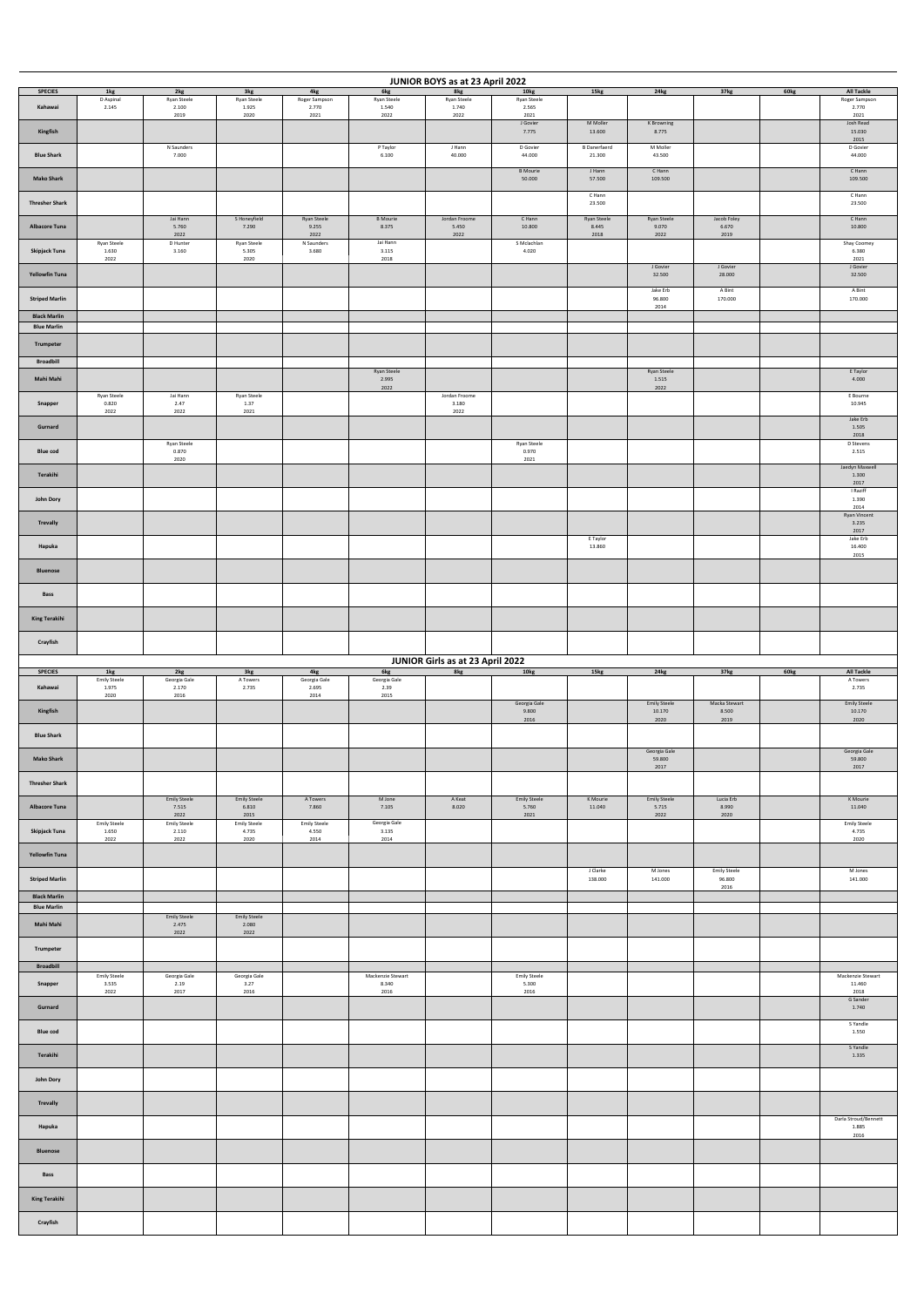## JUNIOR BOYS as at 23 April 2022

| SPECIES | 1kg | 2kg | 3kg | 4kg | 6kg | 8kg | 10kg | 15kg | 24kg | 37kg | 60kg | All Tackle |
|---|---|---|---|---|---|---|---|---|---|---|---|---|
| Kahawai | D Aspinal 2.145 | Ryan Steele 2.100 2019 | Ryan Steele 1.925 2020 | Roger Sampson 2.770 2021 | Ryan Steele 1.540 2022 | Ryan Steele 1.740 2022 | Ryan Steele 2.565 2021 | | | | | Roger Sampson 2.770 2021 |
| Kingfish | | | | | | | J Govier 7.775 | M Moller 13.600 | K Browning 8.775 | | | Josh Read 15.030 2015 |
| Blue Shark | | N Saunders 7.000 | | | P Taylor 6.100 | J Hann 40.000 | D Govier 44.000 | B Danerfaerd 21.300 | M Moller 43.500 | | | D Govier 44.000 |
| Mako Shark | | | | | | | B Mourie 50.000 | J Hann 57.500 | C Hann 109.500 | | | C Hann 109.500 |
| Thresher Shark | | | | | | | | C Hann 23.500 | | | | C Hann 23.500 |
| Albacore Tuna | | Jai Hann 5.760 2022 | S Honeyfield 7.290 | Ryan Steele 9.255 2022 | B Mourie 8.375 | Jordan Froome 5.450 2022 | C Hann 10.800 | Ryan Steele 8.445 2018 | Ryan Steele 9.070 2022 | Jacob Foley 6.670 2019 | | C Hann 10.800 |
| Skipjack Tuna | Ryan Steele 1.630 2022 | D Hunter 3.160 | Ryan Steele 5.305 2020 | N Saunders 3.680 | Jai Hann 3.115 2018 | | S Mclachlan 4.020 | | | | | Shay Coomey 6.380 2021 |
| Yellowfin Tuna | | | | | | | | | J Govier 32.500 | J Govier 28.000 | | J Govier 32.500 |
| Striped Marlin | | | | | | | | | Jake Erb 96.800 2014 | A Bint 170.000 | | A Bint 170.000 |
| Black Marlin | | | | | | | | | | | | |
| Blue Marlin | | | | | | | | | | | | |
| Trumpeter | | | | | | | | | | | | |
| Broadbill | | | | | | | | | | | | |
| Mahi Mahi | | | | | Ryan Steele 2.995 2022 | | | | Ryan Steele 1.515 2022 | | | E Taylor 4.000 |
| Snapper | Ryan Steele 0.820 2022 | Jai Hann 2.47 2022 | Ryan Steele 1.37 2021 | | | Jordan Froome 3.180 2022 | | | | | | E Bourne 10.945 |
| Gurnard | | | | | | | | | | | | Jake Erb 1.505 2018 |
| Blue cod | | Ryan Steele 0.870 2020 | | | | | Ryan Steele 0.970 2021 | | | | | D Stevens 2.515 |
| Terakihi | | | | | | | | | | | | Jaedyn Maxwell 1.300 2017 |
| John Dory | | | | | | | | | | | | I Raziff 1.390 2014 |
| Trevally | | | | | | | | | | | | Ryan Vincent 3.235 2017 |
| Hapuka | | | | | | | | E Taylor 13.860 | | | | Jake Erb 16.400 2015 |
| Bluenose | | | | | | | | | | | | |
| Bass | | | | | | | | | | | | |
| King Terakihi | | | | | | | | | | | | |
| Crayfish | | | | | | | | | | | | |

## JUNIOR Girls as at 23 April 2022

| SPECIES | 1kg | 2kg | 3kg | 4kg | 6kg | 8kg | 10kg | 15kg | 24kg | 37kg | 60kg | All Tackle |
|---|---|---|---|---|---|---|---|---|---|---|---|---|
| Kahawai | Emily Steele 1.975 2020 | Georgia Gale 2.170 2016 | A Towers 2.735 | Georgia Gale 2.695 2014 | Georgia Gale 2.39 2015 | | | | | | | A Towers 2.735 |
| Kingfish | | | | | | | Georgia Gale 9.800 2016 | | Emily Steele 10.170 2020 | Macka Stewart 8.500 2019 | | Emily Steele 10.170 2020 |
| Blue Shark | | | | | | | | | | | | |
| Mako Shark | | | | | | | | | Georgia Gale 59.800 2017 | | | Georgia Gale 59.800 2017 |
| Thresher Shark | | | | | | | | | | | | |
| Albacore Tuna | | Emily Steele 7.515 2022 | Emily Steele 6.810 2015 | A Towers 7.860 | M Jone 7.105 | A Keat 8.020 | Emily Steele 5.760 2021 | K Mourie 11.040 | Emily Steele 5.715 2022 | Lucia Erb 8.990 2020 | | K Mourie 11.040 |
| Skipjack Tuna | Emily Steele 1.650 2022 | Emily Steele 2.110 2022 | Emily Steele 4.735 2020 | Emily Steele 4.550 2014 | Georgia Gale 3.135 2014 | | | | | | | Emily Steele 4.735 2020 |
| Yellowfin Tuna | | | | | | | | | | | | |
| Striped Marlin | | | | | | | | J Clarke 138.000 | M Jones 141.000 | Emily Steele 96.800 2016 | | M Jones 141.000 |
| Black Marlin | | | | | | | | | | | | |
| Blue Marlin | | | | | | | | | | | | |
| Mahi Mahi | | Emily Steele 2.475 2022 | Emily Steele 2.080 2022 | | | | | | | | | |
| Trumpeter | | | | | | | | | | | | |
| Broadbill | | | | | | | | | | | | |
| Snapper | Emily Steele 3.535 2022 | Georgia Gale 2.19 2017 | Georgia Gale 3.27 2016 | | Mackenzie Stewart 8.340 2016 | | Emily Steele 5.300 2016 | | | | | Mackenzie Stewart 11.460 2018 |
| Gurnard | | | | | | | | | | | | G Sander 1.740 |
| Blue cod | | | | | | | | | | | | S Yandle 1.550 |
| Terakihi | | | | | | | | | | | | S Yandle 1.335 |
| John Dory | | | | | | | | | | | | |
| Trevally | | | | | | | | | | | | |
| Hapuka | | | | | | | | | | | | Darla Stroud/Bennett 1.885 2016 |
| Bluenose | | | | | | | | | | | | |
| Bass | | | | | | | | | | | | |
| King Terakihi | | | | | | | | | | | | |
| Crayfish | | | | | | | | | | | | |